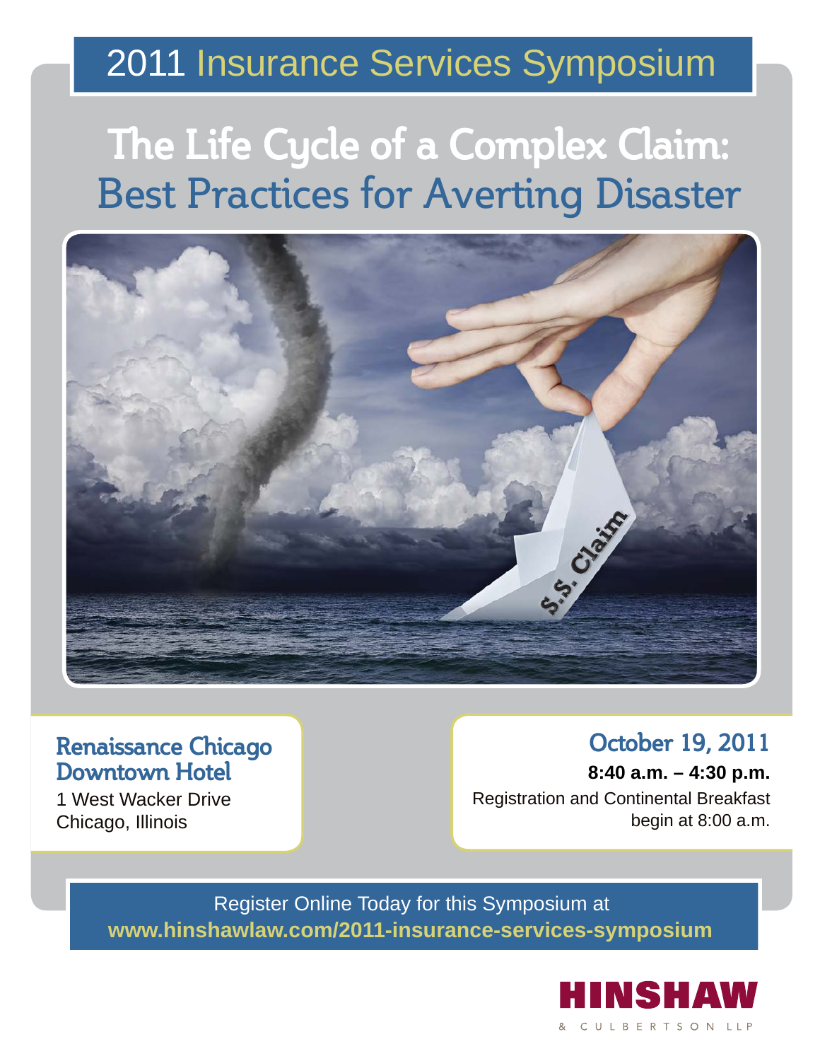# 2011 Insurance Services Symposium

## The Life Cycle of a Complex Claim: Best Practices for Averting Disaster

### Renaissance Chicago Downtown Hotel

1 West Wacker Drive
Chicago, Illinois

### October 19, 2011

**8:40 a.m. – 4:30 p.m.**

Registration and Continental Breakfast begin at 8:00 a.m.

Register Online Today for this Symposium at
**www.hinshawlaw.com/2011-insurance-services-symposium**

HINSHAW & CULBERTSON LLP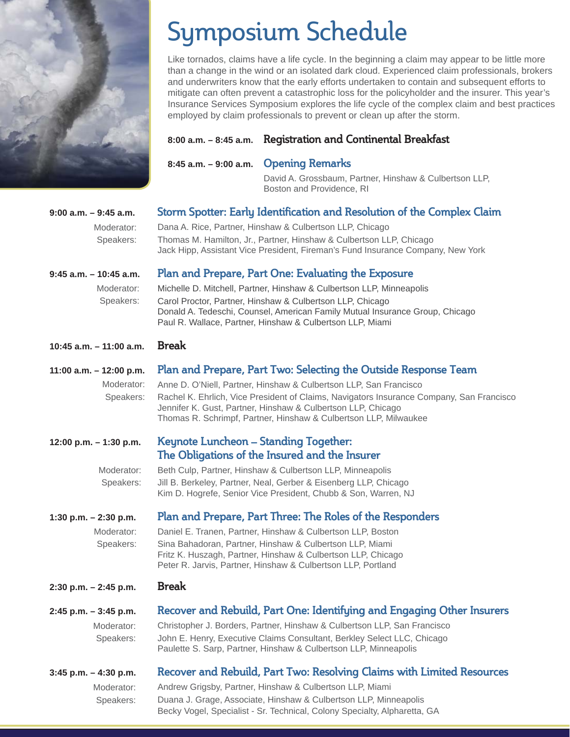# Symposium Schedule

Like tornados, claims have a life cycle. In the beginning a claim may appear to be little more than a change in the wind or an isolated dark cloud. Experienced claim professionals, brokers and underwriters know that the early efforts undertaken to contain and subsequent efforts to mitigate can often prevent a catastrophic loss for the policyholder and the insurer. This year's Insurance Services Symposium explores the life cycle of the complex claim and best practices employed by claim professionals to prevent or clean up after the storm.

**8:00 a.m. – 8:45 a.m.** **Registration and Continental Breakfast**

**8:45 a.m. – 9:00 a.m.** **Opening Remarks**

David A. Grossbaum, Partner, Hinshaw & Culbertson LLP, Boston and Providence, RI

**9:00 a.m. – 9:45 a.m.** **Storm Spotter: Early Identification and Resolution of the Complex Claim**

Moderator: Dana A. Rice, Partner, Hinshaw & Culbertson LLP, Chicago

Speakers: Thomas M. Hamilton, Jr., Partner, Hinshaw & Culbertson LLP, Chicago
Jack Hipp, Assistant Vice President, Fireman's Fund Insurance Company, New York

**9:45 a.m. – 10:45 a.m.** **Plan and Prepare, Part One: Evaluating the Exposure**

Moderator: Michelle D. Mitchell, Partner, Hinshaw & Culbertson LLP, Minneapolis

Speakers: Carol Proctor, Partner, Hinshaw & Culbertson LLP, Chicago
Donald A. Tedeschi, Counsel, American Family Mutual Insurance Group, Chicago
Paul R. Wallace, Partner, Hinshaw & Culbertson LLP, Miami

**10:45 a.m. – 11:00 a.m.** **Break**

**11:00 a.m. – 12:00 p.m.** **Plan and Prepare, Part Two: Selecting the Outside Response Team**

Moderator: Anne D. O'Niell, Partner, Hinshaw & Culbertson LLP, San Francisco

Speakers: Rachel K. Ehrlich, Vice President of Claims, Navigators Insurance Company, San Francisco
Jennifer K. Gust, Partner, Hinshaw & Culbertson LLP, Chicago
Thomas R. Schrimpf, Partner, Hinshaw & Culbertson LLP, Milwaukee

**12:00 p.m. – 1:30 p.m.** **Keynote Luncheon – Standing Together: The Obligations of the Insured and the Insurer**

Moderator: Beth Culp, Partner, Hinshaw & Culbertson LLP, Minneapolis

Speakers: Jill B. Berkeley, Partner, Neal, Gerber & Eisenberg LLP, Chicago
Kim D. Hogrefe, Senior Vice President, Chubb & Son, Warren, NJ

**1:30 p.m. – 2:30 p.m.** **Plan and Prepare, Part Three: The Roles of the Responders**

Moderator: Daniel E. Tranen, Partner, Hinshaw & Culbertson LLP, Boston

Speakers: Sina Bahadoran, Partner, Hinshaw & Culbertson LLP, Miami
Fritz K. Huszagh, Partner, Hinshaw & Culbertson LLP, Chicago
Peter R. Jarvis, Partner, Hinshaw & Culbertson LLP, Portland

**2:30 p.m. – 2:45 p.m.** **Break**

**2:45 p.m. – 3:45 p.m.** **Recover and Rebuild, Part One: Identifying and Engaging Other Insurers**

Moderator: Christopher J. Borders, Partner, Hinshaw & Culbertson LLP, San Francisco

Speakers: John E. Henry, Executive Claims Consultant, Berkley Select LLC, Chicago
Paulette S. Sarp, Partner, Hinshaw & Culbertson LLP, Minneapolis

**3:45 p.m. – 4:30 p.m.** **Recover and Rebuild, Part Two: Resolving Claims with Limited Resources**

Moderator: Andrew Grigsby, Partner, Hinshaw & Culbertson LLP, Miami

Speakers: Duana J. Grage, Associate, Hinshaw & Culbertson LLP, Minneapolis
Becky Vogel, Specialist - Sr. Technical, Colony Specialty, Alpharetta, GA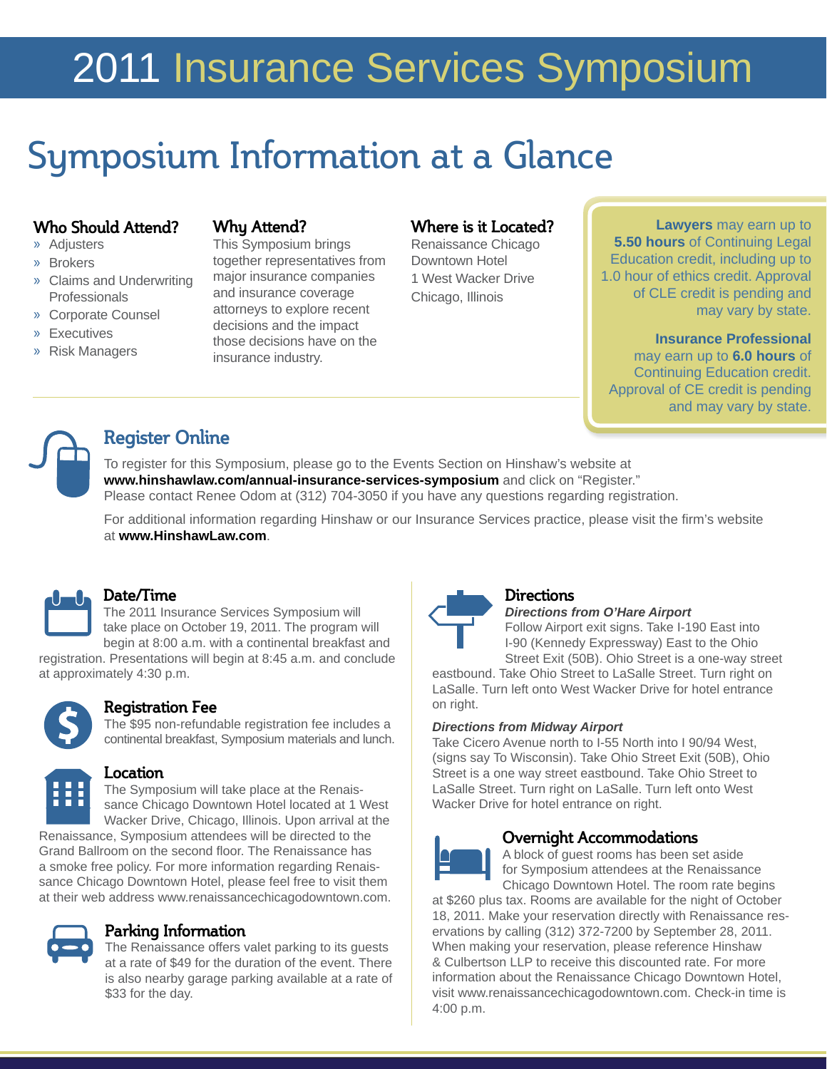# 2011 Insurance Services Symposium

## Symposium Information at a Glance

### Who Should Attend?

- Adjusters
- Brokers
- Claims and Underwriting Professionals
- Corporate Counsel
- Executives
- Risk Managers

### Why Attend?

This Symposium brings together representatives from major insurance companies and insurance coverage attorneys to explore recent decisions and the impact those decisions have on the insurance industry.

### Where is it Located?

Renaissance Chicago Downtown Hotel
1 West Wacker Drive
Chicago, Illinois

**Lawyers** may earn up to **5.50 hours** of Continuing Legal Education credit, including up to 1.0 hour of ethics credit. Approval of CLE credit is pending and may vary by state.

**Insurance Professional** may earn up to **6.0 hours** of Continuing Education credit. Approval of CE credit is pending and may vary by state.

### Register Online

To register for this Symposium, please go to the Events Section on Hinshaw's website at **www.hinshawlaw.com/annual-insurance-services-symposium** and click on "Register." Please contact Renee Odom at (312) 704-3050 if you have any questions regarding registration.

For additional information regarding Hinshaw or our Insurance Services practice, please visit the firm's website at **www.HinshawLaw.com**.

### Date/Time

The 2011 Insurance Services Symposium will take place on October 19, 2011. The program will begin at 8:00 a.m. with a continental breakfast and registration. Presentations will begin at 8:45 a.m. and conclude at approximately 4:30 p.m.

### Registration Fee

The $95 non-refundable registration fee includes a continental breakfast, Symposium materials and lunch.

### Location

The Symposium will take place at the Renaissance Chicago Downtown Hotel located at 1 West Wacker Drive, Chicago, Illinois. Upon arrival at the Renaissance, Symposium attendees will be directed to the Grand Ballroom on the second floor. The Renaissance has a smoke free policy. For more information regarding Renaissance Chicago Downtown Hotel, please feel free to visit them at their web address www.renaissancechicagodowntown.com.

### Parking Information

The Renaissance offers valet parking to its guests at a rate of $49 for the duration of the event. There is also nearby garage parking available at a rate of $33 for the day.

### Directions

***Directions from O'Hare Airport***

Follow Airport exit signs. Take I-190 East into I-90 (Kennedy Expressway) East to the Ohio Street Exit (50B). Ohio Street is a one-way street eastbound. Take Ohio Street to LaSalle Street. Turn right on LaSalle. Turn left onto West Wacker Drive for hotel entrance on right.

***Directions from Midway Airport***

Take Cicero Avenue north to I-55 North into I 90/94 West, (signs say To Wisconsin). Take Ohio Street Exit (50B), Ohio Street is a one way street eastbound. Take Ohio Street to LaSalle Street. Turn right on LaSalle. Turn left onto West Wacker Drive for hotel entrance on right.

### Overnight Accommodations

A block of guest rooms has been set aside for Symposium attendees at the Renaissance Chicago Downtown Hotel. The room rate begins at $260 plus tax. Rooms are available for the night of October 18, 2011. Make your reservation directly with Renaissance reservations by calling (312) 372-7200 by September 28, 2011. When making your reservation, please reference Hinshaw & Culbertson LLP to receive this discounted rate. For more information about the Renaissance Chicago Downtown Hotel, visit www.renaissancechicagodowntown.com. Check-in time is 4:00 p.m.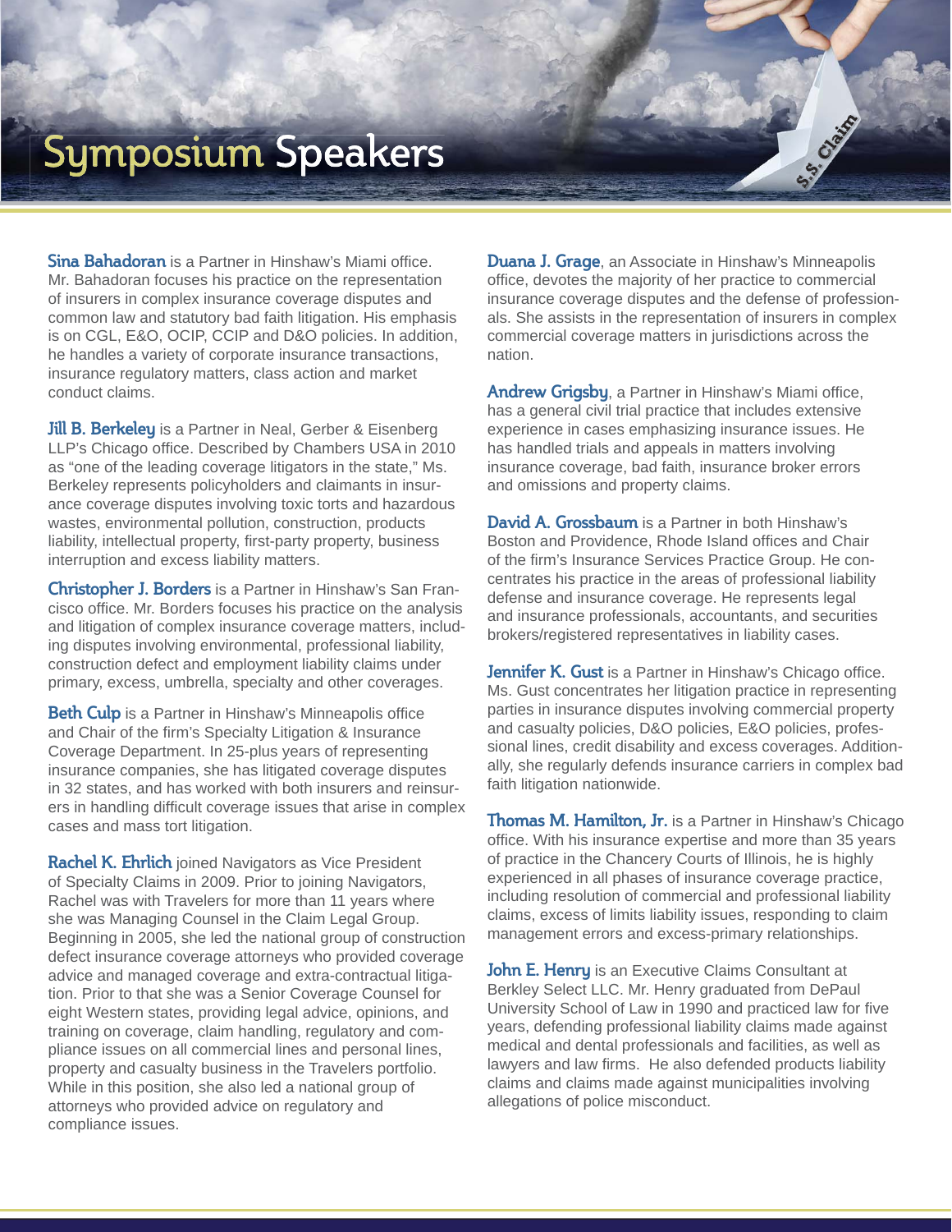# Symposium Speakers

**Sina Bahadoran** is a Partner in Hinshaw's Miami office. Mr. Bahadoran focuses his practice on the representation of insurers in complex insurance coverage disputes and common law and statutory bad faith litigation. His emphasis is on CGL, E&O, OCIP, CCIP and D&O policies. In addition, he handles a variety of corporate insurance transactions, insurance regulatory matters, class action and market conduct claims.

**Jill B. Berkeley** is a Partner in Neal, Gerber & Eisenberg LLP's Chicago office. Described by Chambers USA in 2010 as "one of the leading coverage litigators in the state," Ms. Berkeley represents policyholders and claimants in insurance coverage disputes involving toxic torts and hazardous wastes, environmental pollution, construction, products liability, intellectual property, first-party property, business interruption and excess liability matters.

**Christopher J. Borders** is a Partner in Hinshaw's San Francisco office. Mr. Borders focuses his practice on the analysis and litigation of complex insurance coverage matters, including disputes involving environmental, professional liability, construction defect and employment liability claims under primary, excess, umbrella, specialty and other coverages.

**Beth Culp** is a Partner in Hinshaw's Minneapolis office and Chair of the firm's Specialty Litigation & Insurance Coverage Department. In 25-plus years of representing insurance companies, she has litigated coverage disputes in 32 states, and has worked with both insurers and reinsurers in handling difficult coverage issues that arise in complex cases and mass tort litigation.

**Rachel K. Ehrlich** joined Navigators as Vice President of Specialty Claims in 2009. Prior to joining Navigators, Rachel was with Travelers for more than 11 years where she was Managing Counsel in the Claim Legal Group. Beginning in 2005, she led the national group of construction defect insurance coverage attorneys who provided coverage advice and managed coverage and extra-contractual litigation. Prior to that she was a Senior Coverage Counsel for eight Western states, providing legal advice, opinions, and training on coverage, claim handling, regulatory and compliance issues on all commercial lines and personal lines, property and casualty business in the Travelers portfolio. While in this position, she also led a national group of attorneys who provided advice on regulatory and compliance issues.

**Duana J. Grage**, an Associate in Hinshaw's Minneapolis office, devotes the majority of her practice to commercial insurance coverage disputes and the defense of professionals. She assists in the representation of insurers in complex commercial coverage matters in jurisdictions across the nation.

**Andrew Grigsby**, a Partner in Hinshaw's Miami office, has a general civil trial practice that includes extensive experience in cases emphasizing insurance issues. He has handled trials and appeals in matters involving insurance coverage, bad faith, insurance broker errors and omissions and property claims.

**David A. Grossbaum** is a Partner in both Hinshaw's Boston and Providence, Rhode Island offices and Chair of the firm's Insurance Services Practice Group. He concentrates his practice in the areas of professional liability defense and insurance coverage. He represents legal and insurance professionals, accountants, and securities brokers/registered representatives in liability cases.

**Jennifer K. Gust** is a Partner in Hinshaw's Chicago office. Ms. Gust concentrates her litigation practice in representing parties in insurance disputes involving commercial property and casualty policies, D&O policies, E&O policies, professional lines, credit disability and excess coverages. Additionally, she regularly defends insurance carriers in complex bad faith litigation nationwide.

**Thomas M. Hamilton, Jr.** is a Partner in Hinshaw's Chicago office. With his insurance expertise and more than 35 years of practice in the Chancery Courts of Illinois, he is highly experienced in all phases of insurance coverage practice, including resolution of commercial and professional liability claims, excess of limits liability issues, responding to claim management errors and excess-primary relationships.

**John E. Henry** is an Executive Claims Consultant at Berkley Select LLC. Mr. Henry graduated from DePaul University School of Law in 1990 and practiced law for five years, defending professional liability claims made against medical and dental professionals and facilities, as well as lawyers and law firms. He also defended products liability claims and claims made against municipalities involving allegations of police misconduct.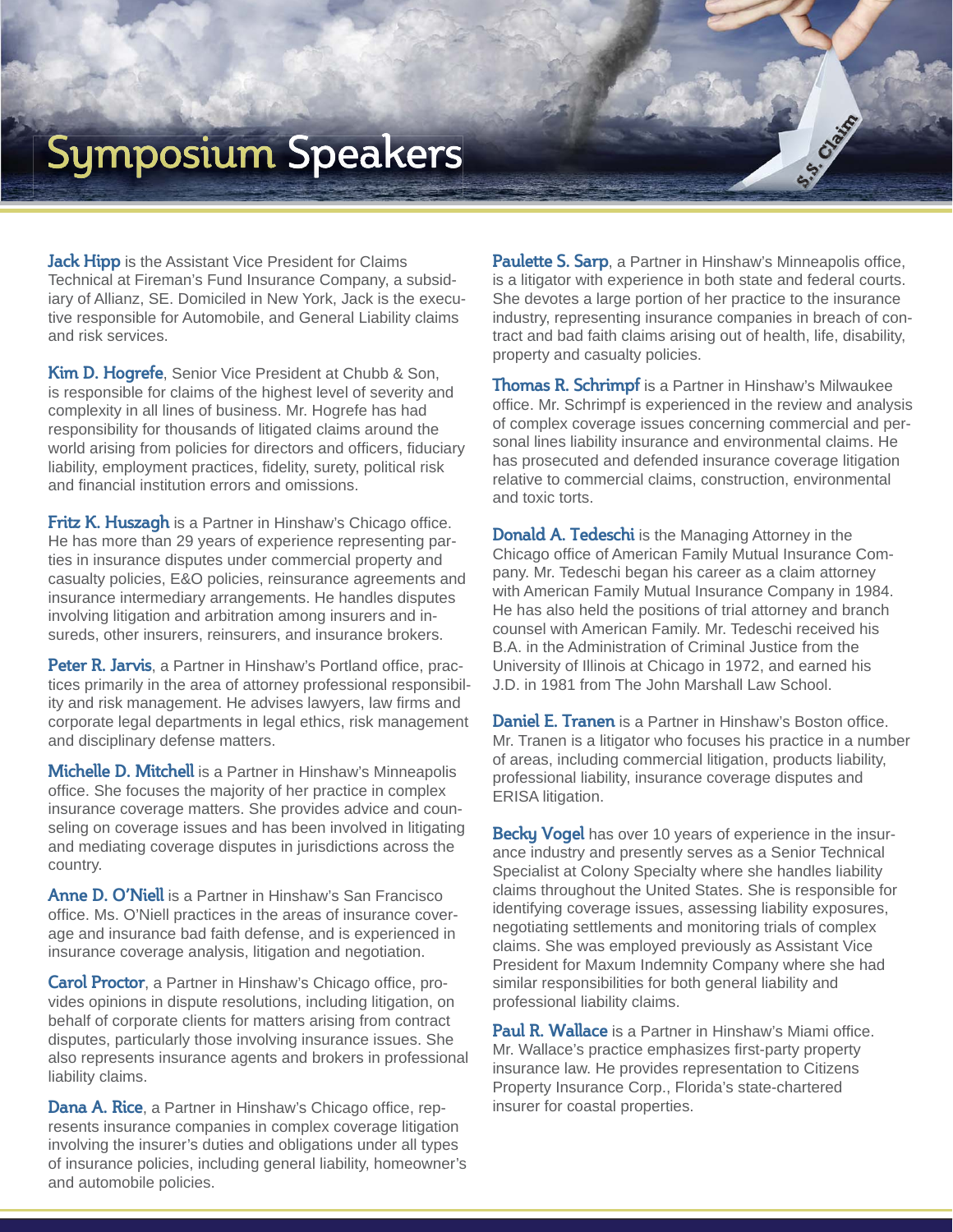# Symposium Speakers

**Jack Hipp** is the Assistant Vice President for Claims Technical at Fireman's Fund Insurance Company, a subsidiary of Allianz, SE. Domiciled in New York, Jack is the executive responsible for Automobile, and General Liability claims and risk services.

**Kim D. Hogrefe**, Senior Vice President at Chubb & Son, is responsible for claims of the highest level of severity and complexity in all lines of business. Mr. Hogrefe has had responsibility for thousands of litigated claims around the world arising from policies for directors and officers, fiduciary liability, employment practices, fidelity, surety, political risk and financial institution errors and omissions.

**Fritz K. Huszagh** is a Partner in Hinshaw's Chicago office. He has more than 29 years of experience representing parties in insurance disputes under commercial property and casualty policies, E&O policies, reinsurance agreements and insurance intermediary arrangements. He handles disputes involving litigation and arbitration among insurers and insureds, other insurers, reinsurers, and insurance brokers.

**Peter R. Jarvis**, a Partner in Hinshaw's Portland office, practices primarily in the area of attorney professional responsibility and risk management. He advises lawyers, law firms and corporate legal departments in legal ethics, risk management and disciplinary defense matters.

**Michelle D. Mitchell** is a Partner in Hinshaw's Minneapolis office. She focuses the majority of her practice in complex insurance coverage matters. She provides advice and counseling on coverage issues and has been involved in litigating and mediating coverage disputes in jurisdictions across the country.

**Anne D. O'Niell** is a Partner in Hinshaw's San Francisco office. Ms. O'Niell practices in the areas of insurance coverage and insurance bad faith defense, and is experienced in insurance coverage analysis, litigation and negotiation.

**Carol Proctor**, a Partner in Hinshaw's Chicago office, provides opinions in dispute resolutions, including litigation, on behalf of corporate clients for matters arising from contract disputes, particularly those involving insurance issues. She also represents insurance agents and brokers in professional liability claims.

**Dana A. Rice**, a Partner in Hinshaw's Chicago office, represents insurance companies in complex coverage litigation involving the insurer's duties and obligations under all types of insurance policies, including general liability, homeowner's and automobile policies.

**Paulette S. Sarp**, a Partner in Hinshaw's Minneapolis office, is a litigator with experience in both state and federal courts. She devotes a large portion of her practice to the insurance industry, representing insurance companies in breach of contract and bad faith claims arising out of health, life, disability, property and casualty policies.

**Thomas R. Schrimpf** is a Partner in Hinshaw's Milwaukee office. Mr. Schrimpf is experienced in the review and analysis of complex coverage issues concerning commercial and personal lines liability insurance and environmental claims. He has prosecuted and defended insurance coverage litigation relative to commercial claims, construction, environmental and toxic torts.

**Donald A. Tedeschi** is the Managing Attorney in the Chicago office of American Family Mutual Insurance Company. Mr. Tedeschi began his career as a claim attorney with American Family Mutual Insurance Company in 1984. He has also held the positions of trial attorney and branch counsel with American Family. Mr. Tedeschi received his B.A. in the Administration of Criminal Justice from the University of Illinois at Chicago in 1972, and earned his J.D. in 1981 from The John Marshall Law School.

**Daniel E. Tranen** is a Partner in Hinshaw's Boston office. Mr. Tranen is a litigator who focuses his practice in a number of areas, including commercial litigation, products liability, professional liability, insurance coverage disputes and ERISA litigation.

**Becky Vogel** has over 10 years of experience in the insurance industry and presently serves as a Senior Technical Specialist at Colony Specialty where she handles liability claims throughout the United States. She is responsible for identifying coverage issues, assessing liability exposures, negotiating settlements and monitoring trials of complex claims. She was employed previously as Assistant Vice President for Maxum Indemnity Company where she had similar responsibilities for both general liability and professional liability claims.

**Paul R. Wallace** is a Partner in Hinshaw's Miami office. Mr. Wallace's practice emphasizes first-party property insurance law. He provides representation to Citizens Property Insurance Corp., Florida's state-chartered insurer for coastal properties.